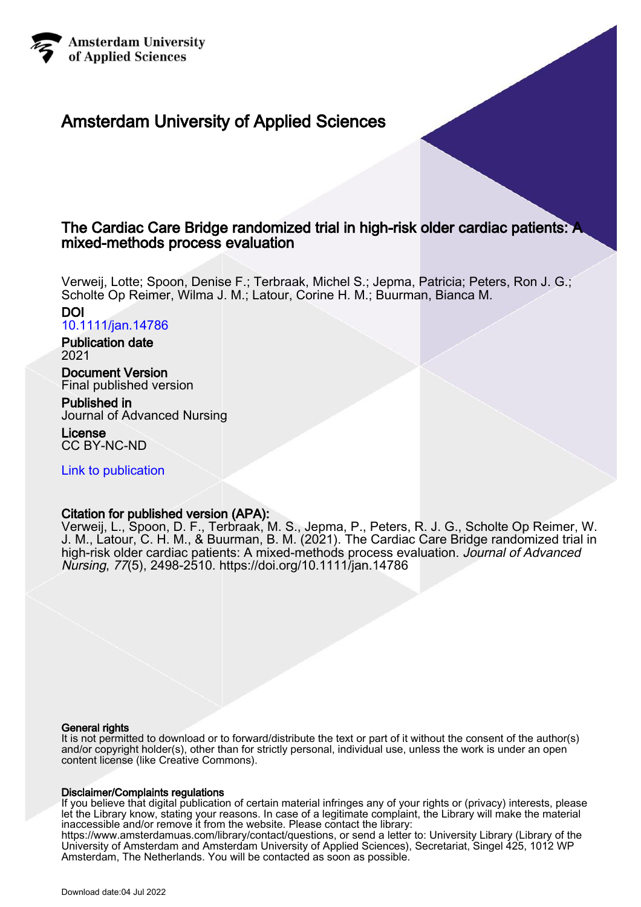Amsterdam University of Applied Sciences

# Amsterdam University of Applied Sciences

## The Cardiac Care Bridge randomized trial in high-risk older cardiac patients: A mixed-methods process evaluation

Verweij, Lotte; Spoon, Denise F.; Terbraak, Michel S.; Jepma, Patricia; Peters, Ron J. G.; Scholte Op Reimer, Wilma J. M.; Latour, Corine H. M.; Buurman, Bianca M.

**DOI**
10.1111/jan.14786

**Publication date**
2021

**Document Version**
Final published version

**Published in**
Journal of Advanced Nursing

**License**
CC BY-NC-ND

Link to publication

**Citation for published version (APA):**
Verweij, L., Spoon, D. F., Terbraak, M. S., Jepma, P., Peters, R. J. G., Scholte Op Reimer, W. J. M., Latour, C. H. M., & Buurman, B. M. (2021). The Cardiac Care Bridge randomized trial in high-risk older cardiac patients: A mixed-methods process evaluation. *Journal of Advanced Nursing*, *77*(5), 2498-2510. https://doi.org/10.1111/jan.14786

**General rights**
It is not permitted to download or to forward/distribute the text or part of it without the consent of the author(s) and/or copyright holder(s), other than for strictly personal, individual use, unless the work is under an open content license (like Creative Commons).

**Disclaimer/Complaints regulations**
If you believe that digital publication of certain material infringes any of your rights or (privacy) interests, please let the Library know, stating your reasons. In case of a legitimate complaint, the Library will make the material inaccessible and/or remove it from the website. Please contact the library: https://www.amsterdamuas.com/library/contact/questions, or send a letter to: University Library (Library of the University of Amsterdam and Amsterdam University of Applied Sciences), Secretariat, Singel 425, 1012 WP Amsterdam, The Netherlands. You will be contacted as soon as possible.

Download date:04 Jul 2022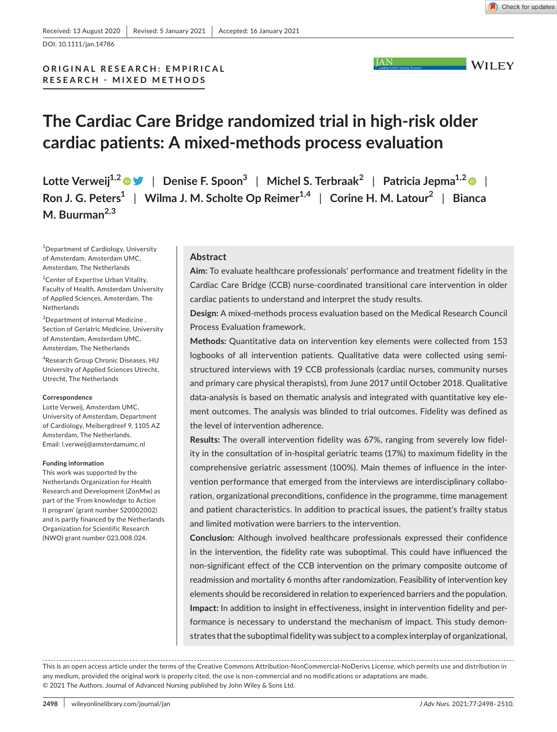Received: 13 August 2020 | Revised: 5 January 2021 | Accepted: 16 January 2021

DOI: 10.1111/jan.14786

ORIGINAL RESEARCH: EMPIRICAL RESEARCH - MIXED METHODS

# The Cardiac Care Bridge randomized trial in high-risk older cardiac patients: A mixed-methods process evaluation

Lotte Verweij[1,2] | Denise F. Spoon[3] | Michel S. Terbraak[2] | Patricia Jepma[1,2] | Ron J. G. Peters[1] | Wilma J. M. Scholte Op Reimer[1,4] | Corine H. M. Latour[2] | Bianca M. Buurman[2,3]

[1]Department of Cardiology, University of Amsterdam, Amsterdam UMC, Amsterdam, The Netherlands

[2]Center of Expertise Urban Vitality, Faculty of Health, Amsterdam University of Applied Sciences, Amsterdam, The Netherlands

[3]Department of Internal Medicine , Section of Geriatric Medicine, University of Amsterdam, Amsterdam UMC, Amsterdam, The Netherlands

[4]Research Group Chronic Diseases, HU University of Applied Sciences Utrecht, Utrecht, The Netherlands

**Correspondence**
Lotte Verweij, Amsterdam UMC, University of Amsterdam, Department of Cardiology, Meibergdreef 9, 1105 AZ Amsterdam, The Netherlands.
Email: l.verweij@amsterdamumc.nl

**Funding information**
This work was supported by the Netherlands Organization for Health Research and Development (ZonMw) as part of the 'From knowledge to Action II program' (grant number 520002002) and is partly financed by the Netherlands Organization for Scientific Research (NWO) grant number 023.008.024.

## Abstract

**Aim:** To evaluate healthcare professionals' performance and treatment fidelity in the Cardiac Care Bridge (CCB) nurse-coordinated transitional care intervention in older cardiac patients to understand and interpret the study results.

**Design:** A mixed-methods process evaluation based on the Medical Research Council Process Evaluation framework.

**Methods:** Quantitative data on intervention key elements were collected from 153 logbooks of all intervention patients. Qualitative data were collected using semi-structured interviews with 19 CCB professionals (cardiac nurses, community nurses and primary care physical therapists), from June 2017 until October 2018. Qualitative data-analysis is based on thematic analysis and integrated with quantitative key element outcomes. The analysis was blinded to trial outcomes. Fidelity was defined as the level of intervention adherence.

**Results:** The overall intervention fidelity was 67%, ranging from severely low fidelity in the consultation of in-hospital geriatric teams (17%) to maximum fidelity in the comprehensive geriatric assessment (100%). Main themes of influence in the intervention performance that emerged from the interviews are interdisciplinary collaboration, organizational preconditions, confidence in the programme, time management and patient characteristics. In addition to practical issues, the patient's frailty status and limited motivation were barriers to the intervention.

**Conclusion:** Although involved healthcare professionals expressed their confidence in the intervention, the fidelity rate was suboptimal. This could have influenced the non-significant effect of the CCB intervention on the primary composite outcome of readmission and mortality 6 months after randomization. Feasibility of intervention key elements should be reconsidered in relation to experienced barriers and the population.

**Impact:** In addition to insight in effectiveness, insight in intervention fidelity and performance is necessary to understand the mechanism of impact. This study demonstrates that the suboptimal fidelity was subject to a complex interplay of organizational,

This is an open access article under the terms of the Creative Commons Attribution-NonCommercial-NoDerivs License, which permits use and distribution in any medium, provided the original work is properly cited, the use is non-commercial and no modifications or adaptations are made.
© 2021 The Authors. Journal of Advanced Nursing published by John Wiley & Sons Ltd.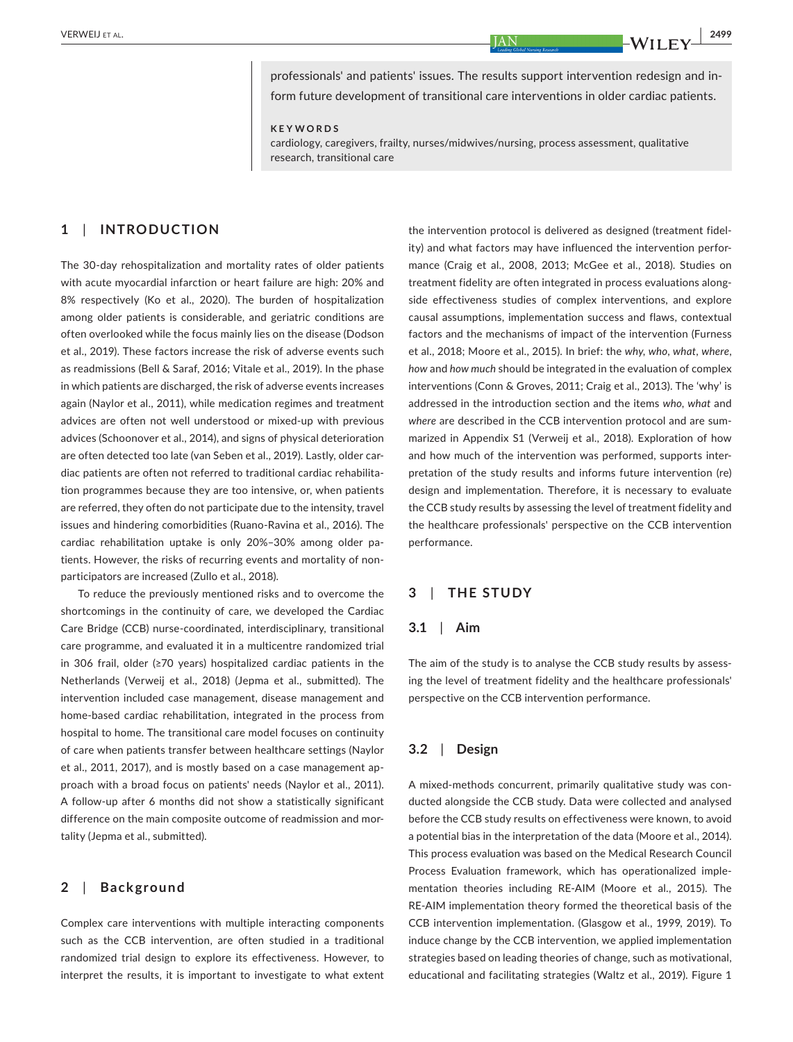professionals' and patients' issues. The results support intervention redesign and inform future development of transitional care interventions in older cardiac patients.

**KEYWORDS**

cardiology, caregivers, frailty, nurses/midwives/nursing, process assessment, qualitative research, transitional care

## 1 | INTRODUCTION

The 30-day rehospitalization and mortality rates of older patients with acute myocardial infarction or heart failure are high: 20% and 8% respectively (Ko et al., 2020). The burden of hospitalization among older patients is considerable, and geriatric conditions are often overlooked while the focus mainly lies on the disease (Dodson et al., 2019). These factors increase the risk of adverse events such as readmissions (Bell & Saraf, 2016; Vitale et al., 2019). In the phase in which patients are discharged, the risk of adverse events increases again (Naylor et al., 2011), while medication regimes and treatment advices are often not well understood or mixed-up with previous advices (Schoonover et al., 2014), and signs of physical deterioration are often detected too late (van Seben et al., 2019). Lastly, older cardiac patients are often not referred to traditional cardiac rehabilitation programmes because they are too intensive, or, when patients are referred, they often do not participate due to the intensity, travel issues and hindering comorbidities (Ruano-Ravina et al., 2016). The cardiac rehabilitation uptake is only 20%–30% among older patients. However, the risks of recurring events and mortality of non-participators are increased (Zullo et al., 2018).

To reduce the previously mentioned risks and to overcome the shortcomings in the continuity of care, we developed the Cardiac Care Bridge (CCB) nurse-coordinated, interdisciplinary, transitional care programme, and evaluated it in a multicentre randomized trial in 306 frail, older (≥70 years) hospitalized cardiac patients in the Netherlands (Verweij et al., 2018) (Jepma et al., submitted). The intervention included case management, disease management and home-based cardiac rehabilitation, integrated in the process from hospital to home. The transitional care model focuses on continuity of care when patients transfer between healthcare settings (Naylor et al., 2011, 2017), and is mostly based on a case management approach with a broad focus on patients' needs (Naylor et al., 2011). A follow-up after 6 months did not show a statistically significant difference on the main composite outcome of readmission and mortality (Jepma et al., submitted).

## 2 | Background

Complex care interventions with multiple interacting components such as the CCB intervention, are often studied in a traditional randomized trial design to explore its effectiveness. However, to interpret the results, it is important to investigate to what extent the intervention protocol is delivered as designed (treatment fidelity) and what factors may have influenced the intervention performance (Craig et al., 2008, 2013; McGee et al., 2018). Studies on treatment fidelity are often integrated in process evaluations alongside effectiveness studies of complex interventions, and explore causal assumptions, implementation success and flaws, contextual factors and the mechanisms of impact of the intervention (Furness et al., 2018; Moore et al., 2015). In brief: the *why*, *who*, *what*, *where*, *how* and *how much* should be integrated in the evaluation of complex interventions (Conn & Groves, 2011; Craig et al., 2013). The 'why' is addressed in the introduction section and the items *who*, *what* and *where* are described in the CCB intervention protocol and are summarized in Appendix S1 (Verweij et al., 2018). Exploration of how and how much of the intervention was performed, supports interpretation of the study results and informs future intervention (re) design and implementation. Therefore, it is necessary to evaluate the CCB study results by assessing the level of treatment fidelity and the healthcare professionals' perspective on the CCB intervention performance.

## 3 | THE STUDY

### 3.1 | Aim

The aim of the study is to analyse the CCB study results by assessing the level of treatment fidelity and the healthcare professionals' perspective on the CCB intervention performance.

### 3.2 | Design

A mixed-methods concurrent, primarily qualitative study was conducted alongside the CCB study. Data were collected and analysed before the CCB study results on effectiveness were known, to avoid a potential bias in the interpretation of the data (Moore et al., 2014). This process evaluation was based on the Medical Research Council Process Evaluation framework, which has operationalized implementation theories including RE-AIM (Moore et al., 2015). The RE-AIM implementation theory formed the theoretical basis of the CCB intervention implementation. (Glasgow et al., 1999, 2019). To induce change by the CCB intervention, we applied implementation strategies based on leading theories of change, such as motivational, educational and facilitating strategies (Waltz et al., 2019). Figure 1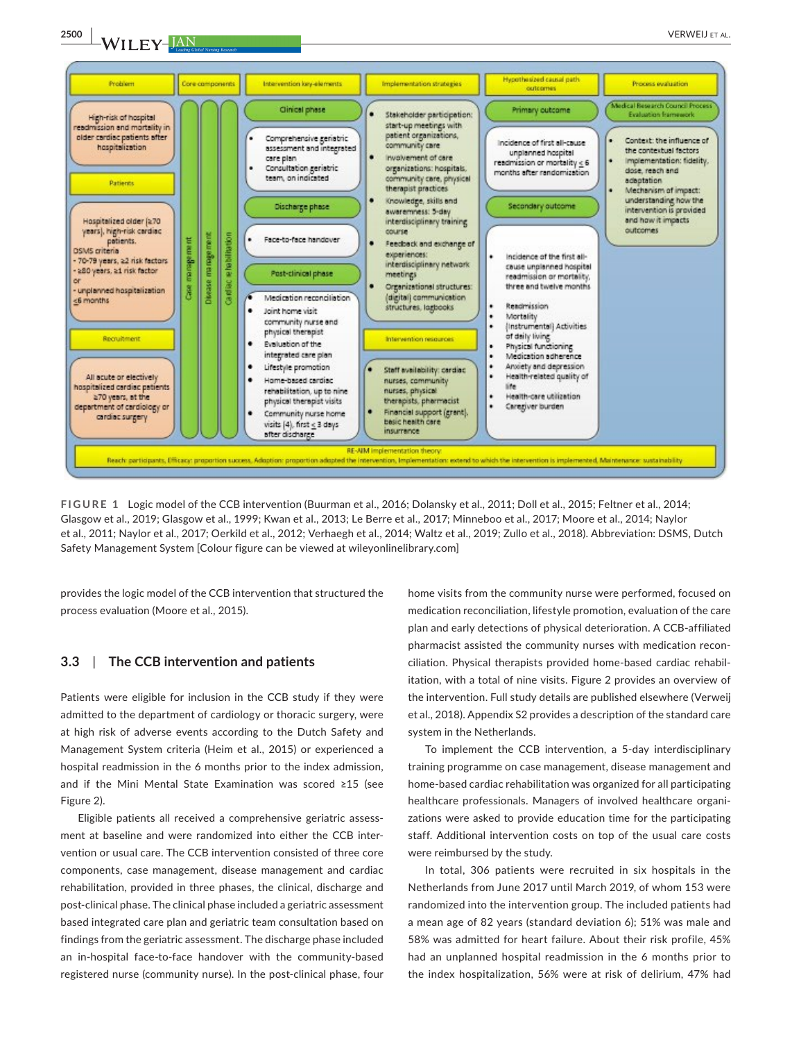| Problem | Core components | Intervention key-elements | Implementation strategies | Hypothesized causal path outcomes | Process evaluation |
|---|---|---|---|---|---|
| High-risk of hospital readmission and mortality in older cardiac patients after hospitalization | Case management; Disease management; Cardiac rehabilitation | **Clinical phase**<br>• Comprehensive geriatric assessment and integrated care plan<br>• Consultation geriatric team, on indicated | • Stakeholder participation: start-up meetings with patient organizations, community care<br>• Involvement of care organizations: hospitals, community care, physical therapist practices<br>• Knowledge, skills and awareness: 5-day interdisciplinary training course<br>• Feedback and exchange of experiences: interdisciplinary network meetings<br>• Organizational structures: (digital) communication structures, logbooks | **Primary outcome**<br>Incidence of first all-cause unplanned hospital readmission or mortality ≤ 6 months after randomization | **Medical Research Council Process Evaluation framework**<br>• Context: the influence of the contextual factors<br>• Implementation: fidelity, dose, reach and adaptation<br>• Mechanism of impact: understanding how the intervention is provided and how it impacts outcomes |
| **Patients**<br>Hospitalized older (≥70 years), high-risk cardiac patients.<br>DSMS criteria<br>- 70-79 years, ≥2 risk factors<br>- ≥80 years, ≥1 risk factor<br>or<br>- unplanned hospitalization ≤6 months | | **Discharge phase**<br>• Face-to-face handover | | **Secondary outcome**<br>• Incidence of the first all-cause unplanned hospital readmission or mortality, three and twelve months<br>• Readmission<br>• Mortality<br>• (Instrumental) Activities of daily living<br>• Physical functioning<br>• Medication adherence<br>• Anxiety and depression<br>• Health-related quality of life<br>• Health-care utilization<br>• Caregiver burden | |
| **Recruitment**<br>All acute or electively hospitalized cardiac patients ≥70 years, at the department of cardiology or cardiac surgery | | **Post-clinical phase**<br>• Medication reconciliation<br>• Joint home visit community nurse and physical therapist<br>• Evaluation of the integrated care plan<br>• Lifestyle promotion<br>• Home-based cardiac rehabilitation, up to nine physical therapist visits<br>• Community nurse home visits (4), first ≤ 3 days after discharge | **Intervention resources**<br>• Staff availability: cardiac nurses, community nurses, physical therapists, pharmacist<br>• Financial support (grant), basic health care insurance | | |

RE-AIM implementation theory: Reach: participants, Efficacy: proportion success, Adoption: proportion adopted the intervention, Implementation: extend to which the intervention is implemented, Maintenance: sustainability

**FIGURE 1** Logic model of the CCB intervention (Buurman et al., 2016; Dolansky et al., 2011; Doll et al., 2015; Feltner et al., 2014; Glasgow et al., 2019; Glasgow et al., 1999; Kwan et al., 2013; Le Berre et al., 2017; Minneboo et al., 2017; Moore et al., 2014; Naylor et al., 2011; Naylor et al., 2017; Oerkild et al., 2012; Verhaegh et al., 2014; Waltz et al., 2019; Zullo et al., 2018). Abbreviation: DSMS, Dutch Safety Management System [Colour figure can be viewed at wileyonlinelibrary.com]

provides the logic model of the CCB intervention that structured the process evaluation (Moore et al., 2015).

### 3.3 | The CCB intervention and patients

Patients were eligible for inclusion in the CCB study if they were admitted to the department of cardiology or thoracic surgery, were at high risk of adverse events according to the Dutch Safety and Management System criteria (Heim et al., 2015) or experienced a hospital readmission in the 6 months prior to the index admission, and if the Mini Mental State Examination was scored ≥15 (see Figure 2).

Eligible patients all received a comprehensive geriatric assessment at baseline and were randomized into either the CCB intervention or usual care. The CCB intervention consisted of three core components, case management, disease management and cardiac rehabilitation, provided in three phases, the clinical, discharge and post-clinical phase. The clinical phase included a geriatric assessment based integrated care plan and geriatric team consultation based on findings from the geriatric assessment. The discharge phase included an in-hospital face-to-face handover with the community-based registered nurse (community nurse). In the post-clinical phase, four home visits from the community nurse were performed, focused on medication reconciliation, lifestyle promotion, evaluation of the care plan and early detections of physical deterioration. A CCB-affiliated pharmacist assisted the community nurses with medication reconciliation. Physical therapists provided home-based cardiac rehabilitation, with a total of nine visits. Figure 2 provides an overview of the intervention. Full study details are published elsewhere (Verweij et al., 2018). Appendix S2 provides a description of the standard care system in the Netherlands.

To implement the CCB intervention, a 5-day interdisciplinary training programme on case management, disease management and home-based cardiac rehabilitation was organized for all participating healthcare professionals. Managers of involved healthcare organizations were asked to provide education time for the participating staff. Additional intervention costs on top of the usual care costs were reimbursed by the study.

In total, 306 patients were recruited in six hospitals in the Netherlands from June 2017 until March 2019, of whom 153 were randomized into the intervention group. The included patients had a mean age of 82 years (standard deviation 6); 51% was male and 58% was admitted for heart failure. About their risk profile, 45% had an unplanned hospital readmission in the 6 months prior to the index hospitalization, 56% were at risk of delirium, 47% had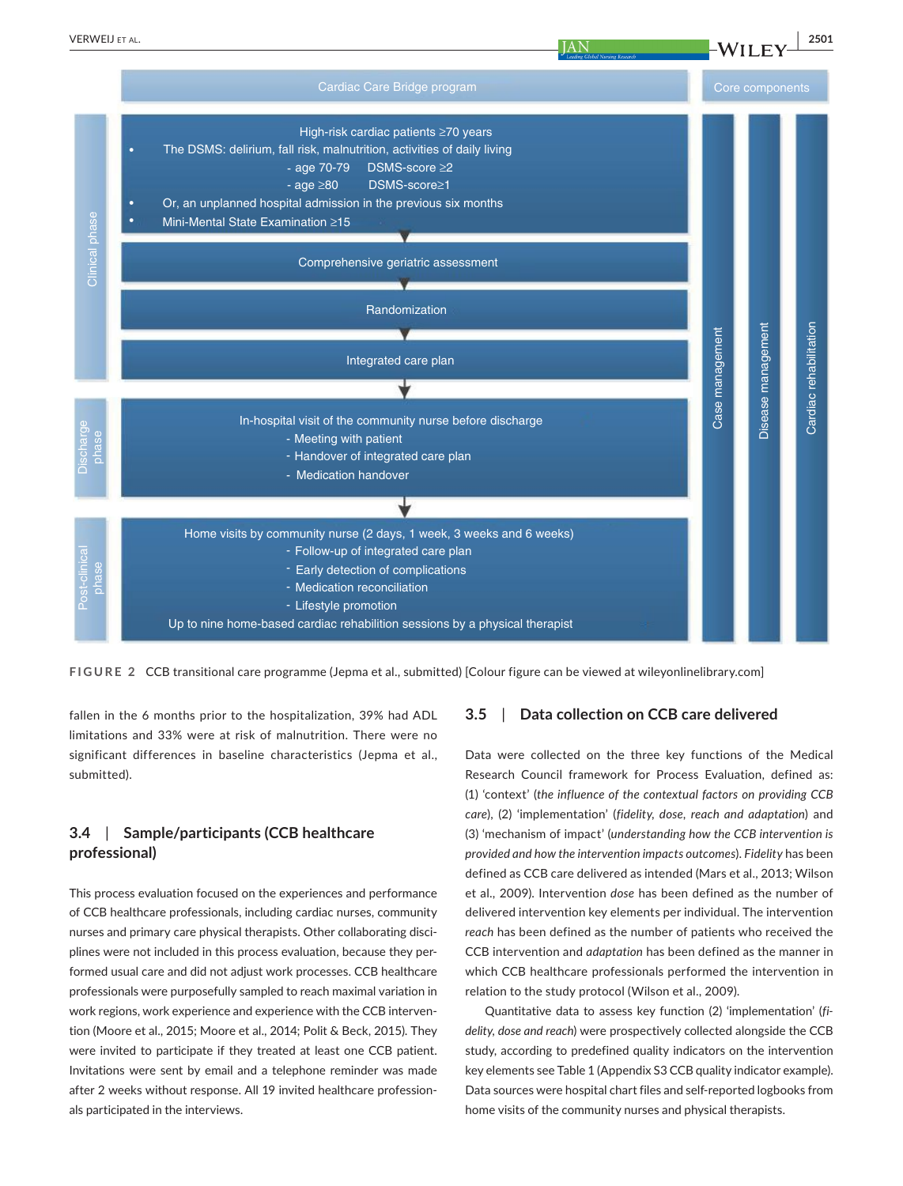Cardiac Care Bridge program

Core components: Case management, Disease management, Cardiac rehabilitation

**Clinical phase**

High-risk cardiac patients ≥70 years

- The DSMS: delirium, fall risk, malnutrition, activities of daily living
  - age 70-79 DSMS-score ≥2
  - age ≥80 DSMS-score≥1
- Or, an unplanned hospital admission in the previous six months
- Mini-Mental State Examination ≥15

Comprehensive geriatric assessment

Randomization

Integrated care plan

**Discharge phase**

In-hospital visit of the community nurse before discharge
- Meeting with patient
- Handover of integrated care plan
- Medication handover

**Post-clinical phase**

Home visits by community nurse (2 days, 1 week, 3 weeks and 6 weeks)
- Follow-up of integrated care plan
- Early detection of complications
- Medication reconciliation
- Lifestyle promotion

Up to nine home-based cardiac rehabilitation sessions by a physical therapist

**FIGURE 2** CCB transitional care programme (Jepma et al., submitted) [Colour figure can be viewed at wileyonlinelibrary.com]

fallen in the 6 months prior to the hospitalization, 39% had ADL limitations and 33% were at risk of malnutrition. There were no significant differences in baseline characteristics (Jepma et al., submitted).

### 3.4 | Sample/participants (CCB healthcare professional)

This process evaluation focused on the experiences and performance of CCB healthcare professionals, including cardiac nurses, community nurses and primary care physical therapists. Other collaborating disciplines were not included in this process evaluation, because they performed usual care and did not adjust work processes. CCB healthcare professionals were purposefully sampled to reach maximal variation in work regions, work experience and experience with the CCB intervention (Moore et al., 2015; Moore et al., 2014; Polit & Beck, 2015). They were invited to participate if they treated at least one CCB patient. Invitations were sent by email and a telephone reminder was made after 2 weeks without response. All 19 invited healthcare professionals participated in the interviews.

### 3.5 | Data collection on CCB care delivered

Data were collected on the three key functions of the Medical Research Council framework for Process Evaluation, defined as: (1) 'context' (*the influence of the contextual factors on providing CCB care*), (2) 'implementation' (*fidelity, dose, reach and adaptation*) and (3) 'mechanism of impact' (*understanding how the CCB intervention is provided and how the intervention impacts outcomes*). *Fidelity* has been defined as CCB care delivered as intended (Mars et al., 2013; Wilson et al., 2009). Intervention *dose* has been defined as the number of delivered intervention key elements per individual. The intervention *reach* has been defined as the number of patients who received the CCB intervention and *adaptation* has been defined as the manner in which CCB healthcare professionals performed the intervention in relation to the study protocol (Wilson et al., 2009).

Quantitative data to assess key function (2) 'implementation' (*fidelity, dose and reach*) were prospectively collected alongside the CCB study, according to predefined quality indicators on the intervention key elements see Table 1 (Appendix S3 CCB quality indicator example). Data sources were hospital chart files and self-reported logbooks from home visits of the community nurses and physical therapists.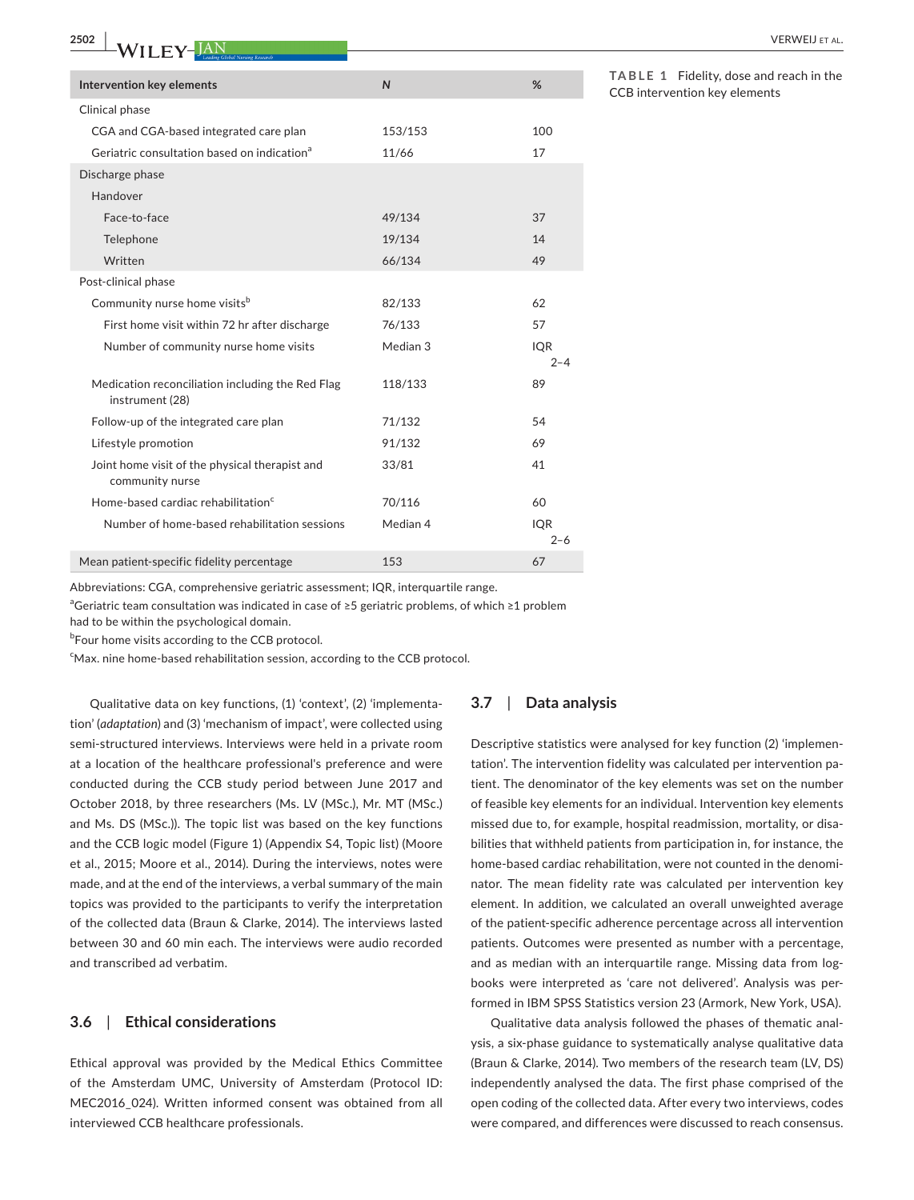**TABLE 1** Fidelity, dose and reach in the CCB intervention key elements

| Intervention key elements | N | % |
|---|---|---|
| Clinical phase | | |
| CGA and CGA-based integrated care plan | 153/153 | 100 |
| Geriatric consultation based on indication[a] | 11/66 | 17 |
| Discharge phase | | |
| Handover | | |
| Face-to-face | 49/134 | 37 |
| Telephone | 19/134 | 14 |
| Written | 66/134 | 49 |
| Post-clinical phase | | |
| Community nurse home visits[b] | 82/133 | 62 |
| First home visit within 72 hr after discharge | 76/133 | 57 |
| Number of community nurse home visits | Median 3 | IQR 2–4 |
| Medication reconciliation including the Red Flag instrument (28) | 118/133 | 89 |
| Follow-up of the integrated care plan | 71/132 | 54 |
| Lifestyle promotion | 91/132 | 69 |
| Joint home visit of the physical therapist and community nurse | 33/81 | 41 |
| Home-based cardiac rehabilitation[c] | 70/116 | 60 |
| Number of home-based rehabilitation sessions | Median 4 | IQR 2–6 |
| Mean patient-specific fidelity percentage | 153 | 67 |

Abbreviations: CGA, comprehensive geriatric assessment; IQR, interquartile range.

[a]Geriatric team consultation was indicated in case of ≥5 geriatric problems, of which ≥1 problem had to be within the psychological domain.

[b]Four home visits according to the CCB protocol.

[c]Max. nine home-based rehabilitation session, according to the CCB protocol.

Qualitative data on key functions, (1) 'context', (2) 'implementation' (*adaptation*) and (3) 'mechanism of impact', were collected using semi-structured interviews. Interviews were held in a private room at a location of the healthcare professional's preference and were conducted during the CCB study period between June 2017 and October 2018, by three researchers (Ms. LV (MSc.), Mr. MT (MSc.) and Ms. DS (MSc.)). The topic list was based on the key functions and the CCB logic model (Figure 1) (Appendix S4, Topic list) (Moore et al., 2015; Moore et al., 2014). During the interviews, notes were made, and at the end of the interviews, a verbal summary of the main topics was provided to the participants to verify the interpretation of the collected data (Braun & Clarke, 2014). The interviews lasted between 30 and 60 min each. The interviews were audio recorded and transcribed ad verbatim.

### 3.6 | Ethical considerations

Ethical approval was provided by the Medical Ethics Committee of the Amsterdam UMC, University of Amsterdam (Protocol ID: MEC2016_024). Written informed consent was obtained from all interviewed CCB healthcare professionals.

### 3.7 | Data analysis

Descriptive statistics were analysed for key function (2) 'implementation'. The intervention fidelity was calculated per intervention patient. The denominator of the key elements was set on the number of feasible key elements for an individual. Intervention key elements missed due to, for example, hospital readmission, mortality, or disabilities that withheld patients from participation in, for instance, the home-based cardiac rehabilitation, were not counted in the denominator. The mean fidelity rate was calculated per intervention key element. In addition, we calculated an overall unweighted average of the patient-specific adherence percentage across all intervention patients. Outcomes were presented as number with a percentage, and as median with an interquartile range. Missing data from logbooks were interpreted as 'care not delivered'. Analysis was performed in IBM SPSS Statistics version 23 (Armork, New York, USA).

Qualitative data analysis followed the phases of thematic analysis, a six-phase guidance to systematically analyse qualitative data (Braun & Clarke, 2014). Two members of the research team (LV, DS) independently analysed the data. The first phase comprised of the open coding of the collected data. After every two interviews, codes were compared, and differences were discussed to reach consensus.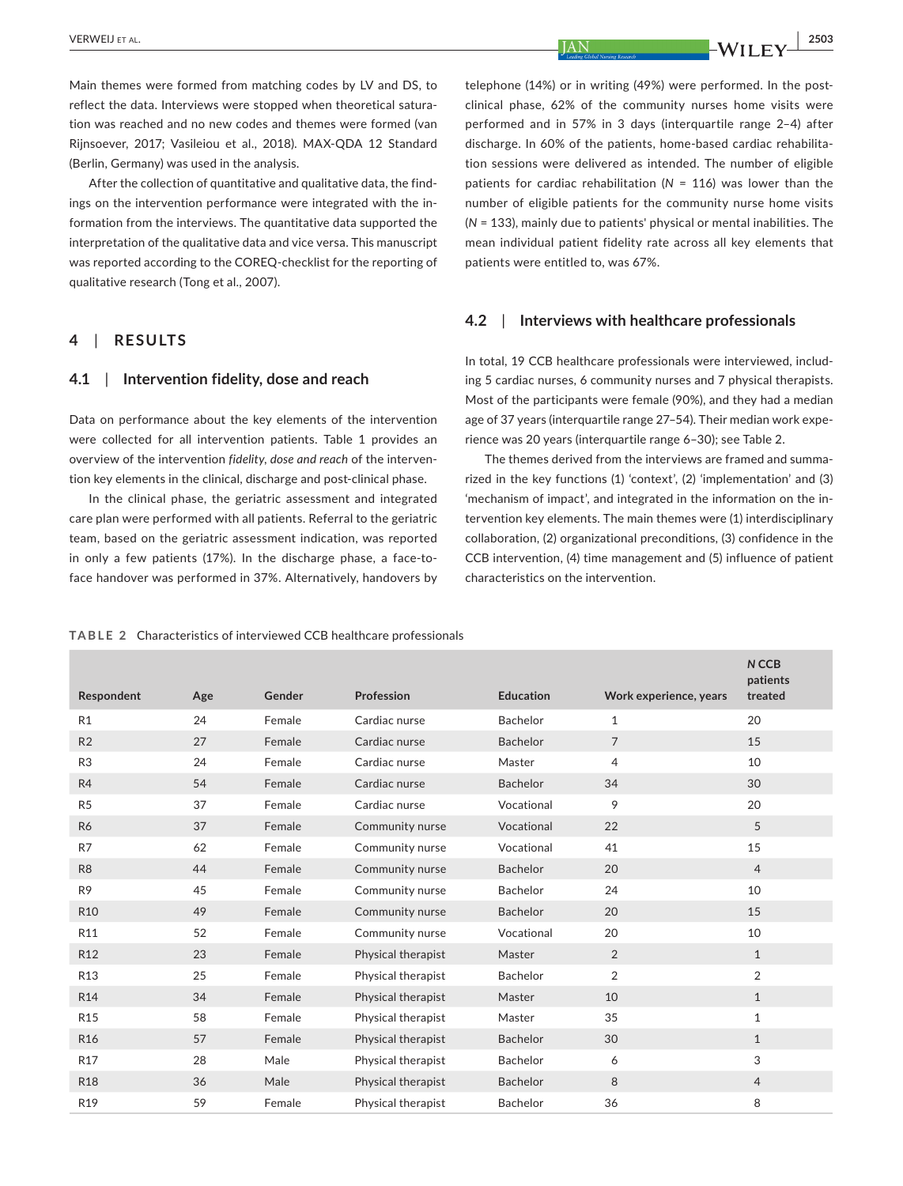Main themes were formed from matching codes by LV and DS, to reflect the data. Interviews were stopped when theoretical saturation was reached and no new codes and themes were formed (van Rijnsoever, 2017; Vasileiou et al., 2018). MAX-QDA 12 Standard (Berlin, Germany) was used in the analysis.

After the collection of quantitative and qualitative data, the findings on the intervention performance were integrated with the information from the interviews. The quantitative data supported the interpretation of the qualitative data and vice versa. This manuscript was reported according to the COREQ-checklist for the reporting of qualitative research (Tong et al., 2007).

## 4 | RESULTS

### 4.1 | Intervention fidelity, dose and reach

Data on performance about the key elements of the intervention were collected for all intervention patients. Table 1 provides an overview of the intervention *fidelity, dose and reach* of the intervention key elements in the clinical, discharge and post-clinical phase.

In the clinical phase, the geriatric assessment and integrated care plan were performed with all patients. Referral to the geriatric team, based on the geriatric assessment indication, was reported in only a few patients (17%). In the discharge phase, a face-to-face handover was performed in 37%. Alternatively, handovers by telephone (14%) or in writing (49%) were performed. In the post-clinical phase, 62% of the community nurses home visits were performed and in 57% in 3 days (interquartile range 2–4) after discharge. In 60% of the patients, home-based cardiac rehabilitation sessions were delivered as intended. The number of eligible patients for cardiac rehabilitation ($N$ = 116) was lower than the number of eligible patients for the community nurse home visits ($N$ = 133), mainly due to patients' physical or mental inabilities. The mean individual patient fidelity rate across all key elements that patients were entitled to, was 67%.

### 4.2 | Interviews with healthcare professionals

In total, 19 CCB healthcare professionals were interviewed, including 5 cardiac nurses, 6 community nurses and 7 physical therapists. Most of the participants were female (90%), and they had a median age of 37 years (interquartile range 27–54). Their median work experience was 20 years (interquartile range 6–30); see Table 2.

The themes derived from the interviews are framed and summarized in the key functions (1) 'context', (2) 'implementation' and (3) 'mechanism of impact', and integrated in the information on the intervention key elements. The main themes were (1) interdisciplinary collaboration, (2) organizational preconditions, (3) confidence in the CCB intervention, (4) time management and (5) influence of patient characteristics on the intervention.

**TABLE 2** Characteristics of interviewed CCB healthcare professionals

| Respondent | Age | Gender | Profession | Education | Work experience, years | *N* CCB patients treated |
|---|---|---|---|---|---|---|
| R1 | 24 | Female | Cardiac nurse | Bachelor | 1 | 20 |
| R2 | 27 | Female | Cardiac nurse | Bachelor | 7 | 15 |
| R3 | 24 | Female | Cardiac nurse | Master | 4 | 10 |
| R4 | 54 | Female | Cardiac nurse | Bachelor | 34 | 30 |
| R5 | 37 | Female | Cardiac nurse | Vocational | 9 | 20 |
| R6 | 37 | Female | Community nurse | Vocational | 22 | 5 |
| R7 | 62 | Female | Community nurse | Vocational | 41 | 15 |
| R8 | 44 | Female | Community nurse | Bachelor | 20 | 4 |
| R9 | 45 | Female | Community nurse | Bachelor | 24 | 10 |
| R10 | 49 | Female | Community nurse | Bachelor | 20 | 15 |
| R11 | 52 | Female | Community nurse | Vocational | 20 | 10 |
| R12 | 23 | Female | Physical therapist | Master | 2 | 1 |
| R13 | 25 | Female | Physical therapist | Bachelor | 2 | 2 |
| R14 | 34 | Female | Physical therapist | Master | 10 | 1 |
| R15 | 58 | Female | Physical therapist | Master | 35 | 1 |
| R16 | 57 | Female | Physical therapist | Bachelor | 30 | 1 |
| R17 | 28 | Male | Physical therapist | Bachelor | 6 | 3 |
| R18 | 36 | Male | Physical therapist | Bachelor | 8 | 4 |
| R19 | 59 | Female | Physical therapist | Bachelor | 36 | 8 |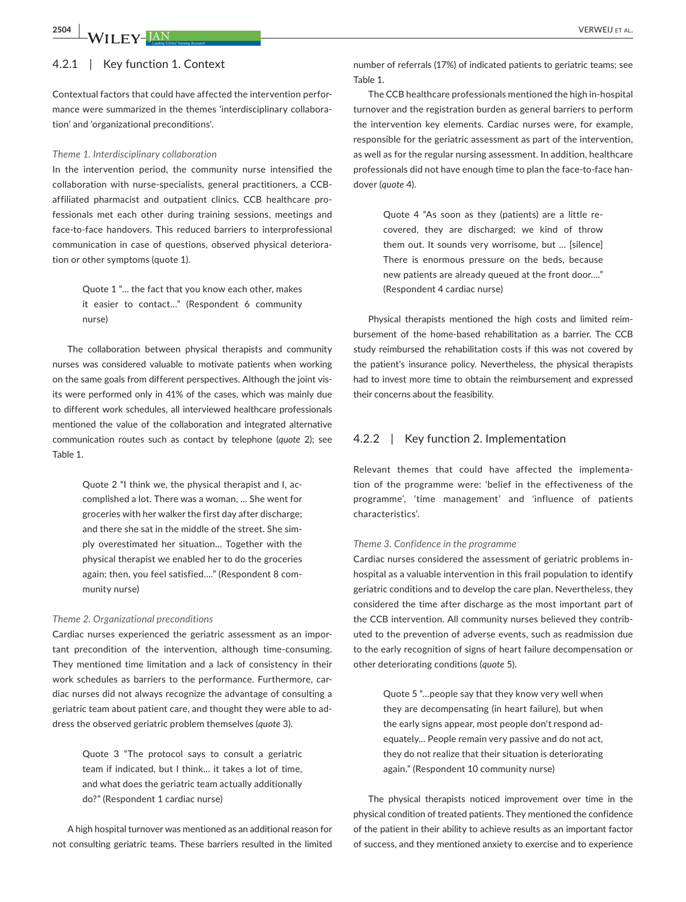### 4.2.1 | Key function 1. Context

Contextual factors that could have affected the intervention performance were summarized in the themes 'interdisciplinary collaboration' and 'organizational preconditions'.

*Theme 1. Interdisciplinary collaboration*

In the intervention period, the community nurse intensified the collaboration with nurse-specialists, general practitioners, a CCB-affiliated pharmacist and outpatient clinics. CCB healthcare professionals met each other during training sessions, meetings and face-to-face handovers. This reduced barriers to interprofessional communication in case of questions, observed physical deterioration or other symptoms (quote 1).

> Quote 1 "… the fact that you know each other, makes it easier to contact…" (Respondent 6 community nurse)

The collaboration between physical therapists and community nurses was considered valuable to motivate patients when working on the same goals from different perspectives. Although the joint visits were performed only in 41% of the cases, which was mainly due to different work schedules, all interviewed healthcare professionals mentioned the value of the collaboration and integrated alternative communication routes such as contact by telephone (*quote* 2); see Table 1.

> Quote 2 "I think we, the physical therapist and I, accomplished a lot. There was a woman, … She went for groceries with her walker the first day after discharge; and there she sat in the middle of the street. She simply overestimated her situation… Together with the physical therapist we enabled her to do the groceries again; then, you feel satisfied…." (Respondent 8 community nurse)

*Theme 2. Organizational preconditions*

Cardiac nurses experienced the geriatric assessment as an important precondition of the intervention, although time-consuming. They mentioned time limitation and a lack of consistency in their work schedules as barriers to the performance. Furthermore, cardiac nurses did not always recognize the advantage of consulting a geriatric team about patient care, and thought they were able to address the observed geriatric problem themselves (*quote* 3).

> Quote 3 "The protocol says to consult a geriatric team if indicated, but I think… it takes a lot of time, and what does the geriatric team actually additionally do?" (Respondent 1 cardiac nurse)

A high hospital turnover was mentioned as an additional reason for not consulting geriatric teams. These barriers resulted in the limited number of referrals (17%) of indicated patients to geriatric teams; see Table 1.

The CCB healthcare professionals mentioned the high in-hospital turnover and the registration burden as general barriers to perform the intervention key elements. Cardiac nurses were, for example, responsible for the geriatric assessment as part of the intervention, as well as for the regular nursing assessment. In addition, healthcare professionals did not have enough time to plan the face-to-face handover (*quote* 4).

> Quote 4 "As soon as they (patients) are a little recovered, they are discharged; we kind of throw them out. It sounds very worrisome, but … [silence] There is enormous pressure on the beds, because new patients are already queued at the front door…." (Respondent 4 cardiac nurse)

Physical therapists mentioned the high costs and limited reimbursement of the home-based rehabilitation as a barrier. The CCB study reimbursed the rehabilitation costs if this was not covered by the patient's insurance policy. Nevertheless, the physical therapists had to invest more time to obtain the reimbursement and expressed their concerns about the feasibility.

### 4.2.2 | Key function 2. Implementation

Relevant themes that could have affected the implementation of the programme were: 'belief in the effectiveness of the programme', 'time management' and 'influence of patients characteristics'.

*Theme 3. Confidence in the programme*

Cardiac nurses considered the assessment of geriatric problems in-hospital as a valuable intervention in this frail population to identify geriatric conditions and to develop the care plan. Nevertheless, they considered the time after discharge as the most important part of the CCB intervention. All community nurses believed they contributed to the prevention of adverse events, such as readmission due to the early recognition of signs of heart failure decompensation or other deteriorating conditions (*quote* 5).

> Quote 5 "…people say that they know very well when they are decompensating (in heart failure), but when the early signs appear, most people don't respond adequately… People remain very passive and do not act, they do not realize that their situation is deteriorating again." (Respondent 10 community nurse)

The physical therapists noticed improvement over time in the physical condition of treated patients. They mentioned the confidence of the patient in their ability to achieve results as an important factor of success, and they mentioned anxiety to exercise and to experience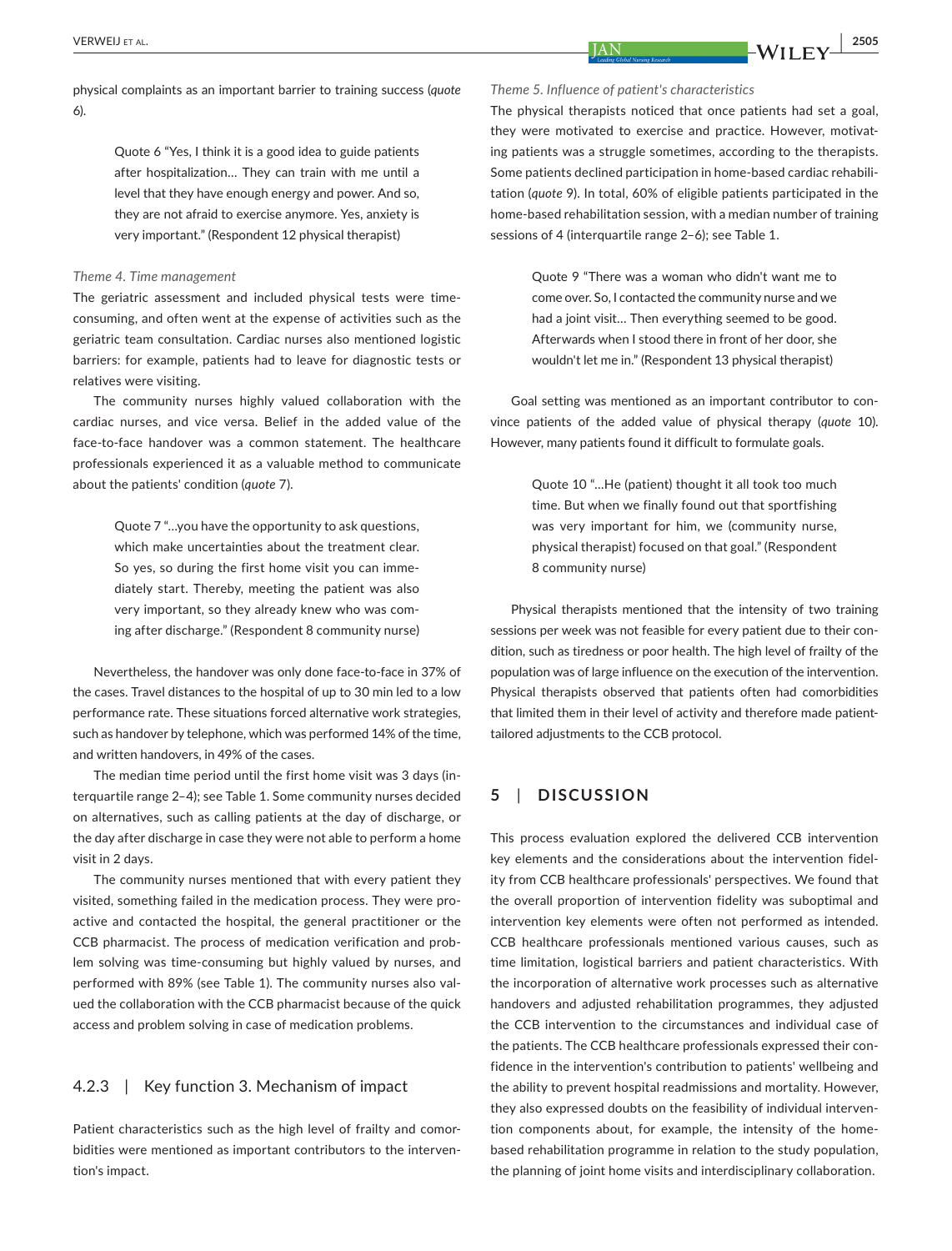physical complaints as an important barrier to training success (*quote* 6).

> Quote 6 "Yes, I think it is a good idea to guide patients after hospitalization… They can train with me until a level that they have enough energy and power. And so, they are not afraid to exercise anymore. Yes, anxiety is very important." (Respondent 12 physical therapist)

*Theme 4. Time management*

The geriatric assessment and included physical tests were time-consuming, and often went at the expense of activities such as the geriatric team consultation. Cardiac nurses also mentioned logistic barriers: for example, patients had to leave for diagnostic tests or relatives were visiting.

The community nurses highly valued collaboration with the cardiac nurses, and vice versa. Belief in the added value of the face-to-face handover was a common statement. The healthcare professionals experienced it as a valuable method to communicate about the patients' condition (*quote* 7).

> Quote 7 "…you have the opportunity to ask questions, which make uncertainties about the treatment clear. So yes, so during the first home visit you can immediately start. Thereby, meeting the patient was also very important, so they already knew who was coming after discharge." (Respondent 8 community nurse)

Nevertheless, the handover was only done face-to-face in 37% of the cases. Travel distances to the hospital of up to 30 min led to a low performance rate. These situations forced alternative work strategies, such as handover by telephone, which was performed 14% of the time, and written handovers, in 49% of the cases.

The median time period until the first home visit was 3 days (interquartile range 2–4); see Table 1. Some community nurses decided on alternatives, such as calling patients at the day of discharge, or the day after discharge in case they were not able to perform a home visit in 2 days.

The community nurses mentioned that with every patient they visited, something failed in the medication process. They were proactive and contacted the hospital, the general practitioner or the CCB pharmacist. The process of medication verification and problem solving was time-consuming but highly valued by nurses, and performed with 89% (see Table 1). The community nurses also valued the collaboration with the CCB pharmacist because of the quick access and problem solving in case of medication problems.

### 4.2.3 | Key function 3. Mechanism of impact

Patient characteristics such as the high level of frailty and comorbidities were mentioned as important contributors to the intervention's impact.

*Theme 5. Influence of patient's characteristics*

The physical therapists noticed that once patients had set a goal, they were motivated to exercise and practice. However, motivating patients was a struggle sometimes, according to the therapists. Some patients declined participation in home-based cardiac rehabilitation (*quote* 9). In total, 60% of eligible patients participated in the home-based rehabilitation session, with a median number of training sessions of 4 (interquartile range 2–6); see Table 1.

> Quote 9 "There was a woman who didn't want me to come over. So, I contacted the community nurse and we had a joint visit… Then everything seemed to be good. Afterwards when I stood there in front of her door, she wouldn't let me in." (Respondent 13 physical therapist)

Goal setting was mentioned as an important contributor to convince patients of the added value of physical therapy (*quote* 10). However, many patients found it difficult to formulate goals.

> Quote 10 "…He (patient) thought it all took too much time. But when we finally found out that sportfishing was very important for him, we (community nurse, physical therapist) focused on that goal." (Respondent 8 community nurse)

Physical therapists mentioned that the intensity of two training sessions per week was not feasible for every patient due to their condition, such as tiredness or poor health. The high level of frailty of the population was of large influence on the execution of the intervention. Physical therapists observed that patients often had comorbidities that limited them in their level of activity and therefore made patient-tailored adjustments to the CCB protocol.

## 5 | DISCUSSION

This process evaluation explored the delivered CCB intervention key elements and the considerations about the intervention fidelity from CCB healthcare professionals' perspectives. We found that the overall proportion of intervention fidelity was suboptimal and intervention key elements were often not performed as intended. CCB healthcare professionals mentioned various causes, such as time limitation, logistical barriers and patient characteristics. With the incorporation of alternative work processes such as alternative handovers and adjusted rehabilitation programmes, they adjusted the CCB intervention to the circumstances and individual case of the patients. The CCB healthcare professionals expressed their confidence in the intervention's contribution to patients' wellbeing and the ability to prevent hospital readmissions and mortality. However, they also expressed doubts on the feasibility of individual intervention components about, for example, the intensity of the home-based rehabilitation programme in relation to the study population, the planning of joint home visits and interdisciplinary collaboration.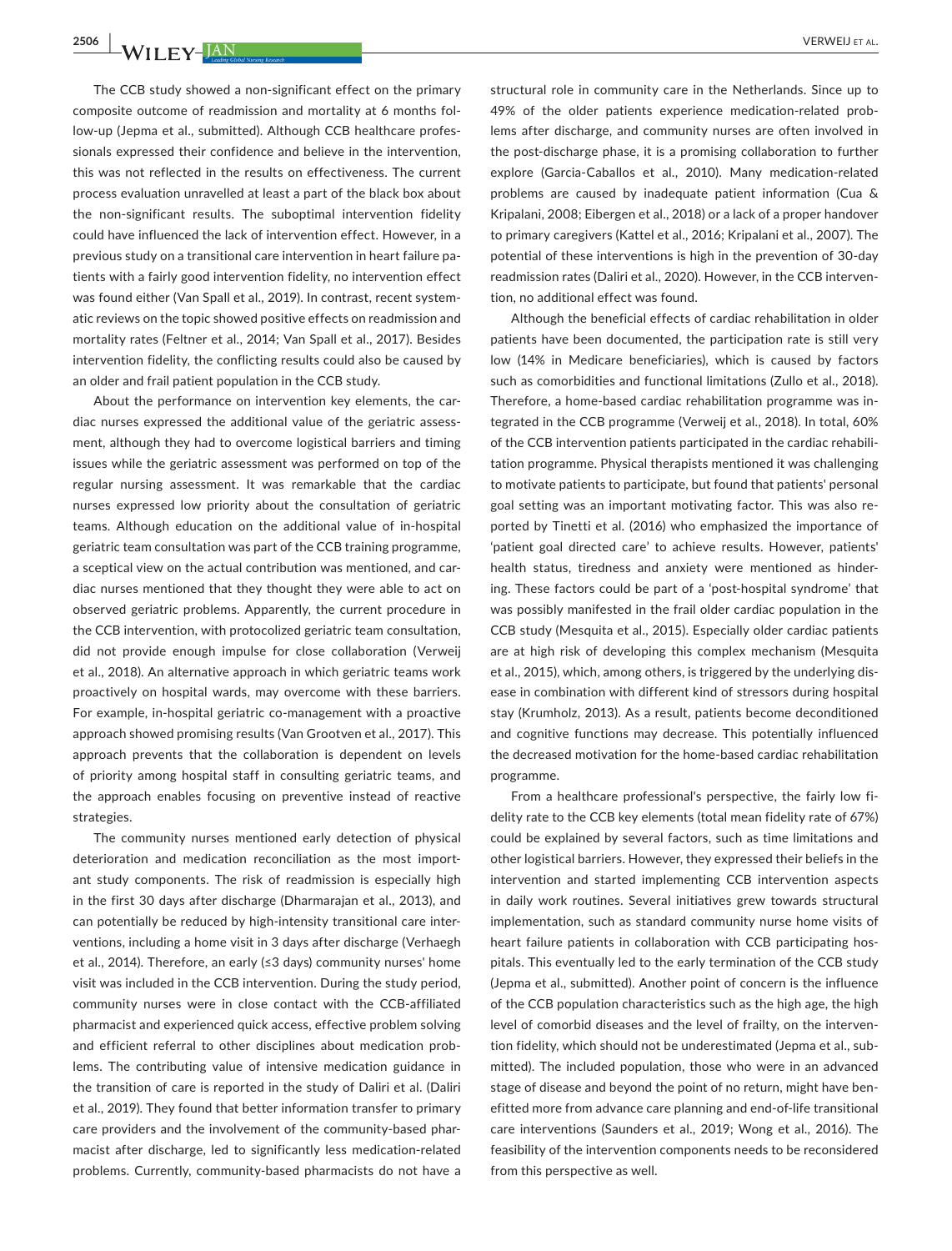The CCB study showed a non-significant effect on the primary composite outcome of readmission and mortality at 6 months follow-up (Jepma et al., submitted). Although CCB healthcare professionals expressed their confidence and believe in the intervention, this was not reflected in the results on effectiveness. The current process evaluation unravelled at least a part of the black box about the non-significant results. The suboptimal intervention fidelity could have influenced the lack of intervention effect. However, in a previous study on a transitional care intervention in heart failure patients with a fairly good intervention fidelity, no intervention effect was found either (Van Spall et al., 2019). In contrast, recent systematic reviews on the topic showed positive effects on readmission and mortality rates (Feltner et al., 2014; Van Spall et al., 2017). Besides intervention fidelity, the conflicting results could also be caused by an older and frail patient population in the CCB study.

About the performance on intervention key elements, the cardiac nurses expressed the additional value of the geriatric assessment, although they had to overcome logistical barriers and timing issues while the geriatric assessment was performed on top of the regular nursing assessment. It was remarkable that the cardiac nurses expressed low priority about the consultation of geriatric teams. Although education on the additional value of in-hospital geriatric team consultation was part of the CCB training programme, a sceptical view on the actual contribution was mentioned, and cardiac nurses mentioned that they thought they were able to act on observed geriatric problems. Apparently, the current procedure in the CCB intervention, with protocolized geriatric team consultation, did not provide enough impulse for close collaboration (Verweij et al., 2018). An alternative approach in which geriatric teams work proactively on hospital wards, may overcome with these barriers. For example, in-hospital geriatric co-management with a proactive approach showed promising results (Van Grootven et al., 2017). This approach prevents that the collaboration is dependent on levels of priority among hospital staff in consulting geriatric teams, and the approach enables focusing on preventive instead of reactive strategies.

The community nurses mentioned early detection of physical deterioration and medication reconciliation as the most important study components. The risk of readmission is especially high in the first 30 days after discharge (Dharmarajan et al., 2013), and can potentially be reduced by high-intensity transitional care interventions, including a home visit in 3 days after discharge (Verhaegh et al., 2014). Therefore, an early (≤3 days) community nurses' home visit was included in the CCB intervention. During the study period, community nurses were in close contact with the CCB-affiliated pharmacist and experienced quick access, effective problem solving and efficient referral to other disciplines about medication problems. The contributing value of intensive medication guidance in the transition of care is reported in the study of Daliri et al. (Daliri et al., 2019). They found that better information transfer to primary care providers and the involvement of the community-based pharmacist after discharge, led to significantly less medication-related problems. Currently, community-based pharmacists do not have a structural role in community care in the Netherlands. Since up to 49% of the older patients experience medication-related problems after discharge, and community nurses are often involved in the post-discharge phase, it is a promising collaboration to further explore (Garcia-Caballos et al., 2010). Many medication-related problems are caused by inadequate patient information (Cua & Kripalani, 2008; Eibergen et al., 2018) or a lack of a proper handover to primary caregivers (Kattel et al., 2016; Kripalani et al., 2007). The potential of these interventions is high in the prevention of 30-day readmission rates (Daliri et al., 2020). However, in the CCB intervention, no additional effect was found.

Although the beneficial effects of cardiac rehabilitation in older patients have been documented, the participation rate is still very low (14% in Medicare beneficiaries), which is caused by factors such as comorbidities and functional limitations (Zullo et al., 2018). Therefore, a home-based cardiac rehabilitation programme was integrated in the CCB programme (Verweij et al., 2018). In total, 60% of the CCB intervention patients participated in the cardiac rehabilitation programme. Physical therapists mentioned it was challenging to motivate patients to participate, but found that patients' personal goal setting was an important motivating factor. This was also reported by Tinetti et al. (2016) who emphasized the importance of 'patient goal directed care' to achieve results. However, patients' health status, tiredness and anxiety were mentioned as hindering. These factors could be part of a 'post-hospital syndrome' that was possibly manifested in the frail older cardiac population in the CCB study (Mesquita et al., 2015). Especially older cardiac patients are at high risk of developing this complex mechanism (Mesquita et al., 2015), which, among others, is triggered by the underlying disease in combination with different kind of stressors during hospital stay (Krumholz, 2013). As a result, patients become deconditioned and cognitive functions may decrease. This potentially influenced the decreased motivation for the home-based cardiac rehabilitation programme.

From a healthcare professional's perspective, the fairly low fidelity rate to the CCB key elements (total mean fidelity rate of 67%) could be explained by several factors, such as time limitations and other logistical barriers. However, they expressed their beliefs in the intervention and started implementing CCB intervention aspects in daily work routines. Several initiatives grew towards structural implementation, such as standard community nurse home visits of heart failure patients in collaboration with CCB participating hospitals. This eventually led to the early termination of the CCB study (Jepma et al., submitted). Another point of concern is the influence of the CCB population characteristics such as the high age, the high level of comorbid diseases and the level of frailty, on the intervention fidelity, which should not be underestimated (Jepma et al., submitted). The included population, those who were in an advanced stage of disease and beyond the point of no return, might have benefitted more from advance care planning and end-of-life transitional care interventions (Saunders et al., 2019; Wong et al., 2016). The feasibility of the intervention components needs to be reconsidered from this perspective as well.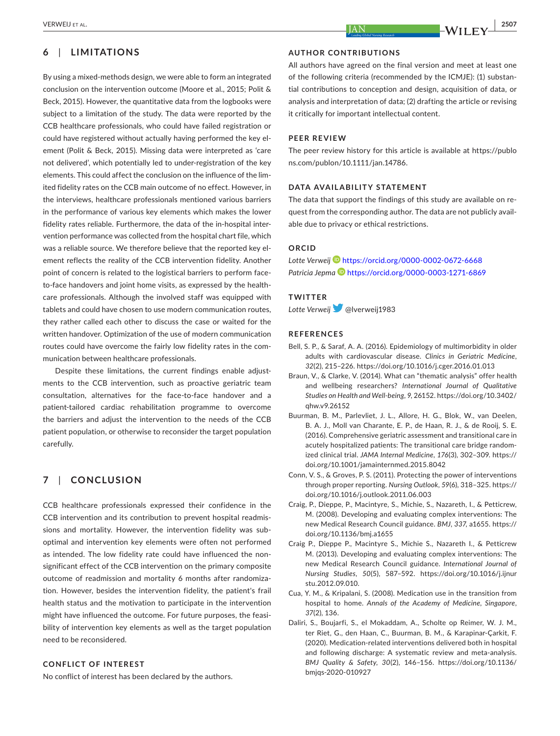## 6 | LIMITATIONS

By using a mixed-methods design, we were able to form an integrated conclusion on the intervention outcome (Moore et al., 2015; Polit & Beck, 2015). However, the quantitative data from the logbooks were subject to a limitation of the study. The data were reported by the CCB healthcare professionals, who could have failed registration or could have registered without actually having performed the key element (Polit & Beck, 2015). Missing data were interpreted as 'care not delivered', which potentially led to under-registration of the key elements. This could affect the conclusion on the influence of the limited fidelity rates on the CCB main outcome of no effect. However, in the interviews, healthcare professionals mentioned various barriers in the performance of various key elements which makes the lower fidelity rates reliable. Furthermore, the data of the in-hospital intervention performance was collected from the hospital chart file, which was a reliable source. We therefore believe that the reported key element reflects the reality of the CCB intervention fidelity. Another point of concern is related to the logistical barriers to perform face-to-face handovers and joint home visits, as expressed by the healthcare professionals. Although the involved staff was equipped with tablets and could have chosen to use modern communication routes, they rather called each other to discuss the case or waited for the written handover. Optimization of the use of modern communication routes could have overcome the fairly low fidelity rates in the communication between healthcare professionals.

Despite these limitations, the current findings enable adjustments to the CCB intervention, such as proactive geriatric team consultation, alternatives for the face-to-face handover and a patient-tailored cardiac rehabilitation programme to overcome the barriers and adjust the intervention to the needs of the CCB patient population, or otherwise to reconsider the target population carefully.

## 7 | CONCLUSION

CCB healthcare professionals expressed their confidence in the CCB intervention and its contribution to prevent hospital readmissions and mortality. However, the intervention fidelity was suboptimal and intervention key elements were often not performed as intended. The low fidelity rate could have influenced the nonsignificant effect of the CCB intervention on the primary composite outcome of readmission and mortality 6 months after randomization. However, besides the intervention fidelity, the patient's frail health status and the motivation to participate in the intervention might have influenced the outcome. For future purposes, the feasibility of intervention key elements as well as the target population need to be reconsidered.

### CONFLICT OF INTEREST

No conflict of interest has been declared by the authors.

### AUTHOR CONTRIBUTIONS

All authors have agreed on the final version and meet at least one of the following criteria (recommended by the ICMJE): (1) substantial contributions to conception and design, acquisition of data, or analysis and interpretation of data; (2) drafting the article or revising it critically for important intellectual content.

### PEER REVIEW

The peer review history for this article is available at https://publons.com/publon/10.1111/jan.14786.

### DATA AVAILABILITY STATEMENT

The data that support the findings of this study are available on request from the corresponding author. The data are not publicly available due to privacy or ethical restrictions.

### ORCID

*Lotte Verweij* https://orcid.org/0000-0002-0672-6668
*Patricia Jepma* https://orcid.org/0000-0003-1271-6869

### TWITTER

*Lotte Verweij* @lverweij1983

### REFERENCES

Bell, S. P., & Saraf, A. A. (2016). Epidemiology of multimorbidity in older adults with cardiovascular disease. *Clinics in Geriatric Medicine*, *32*(2), 215–226. https://doi.org/10.1016/j.cger.2016.01.013

Braun, V., & Clarke, V. (2014). What can "thematic analysis" offer health and wellbeing researchers? *International Journal of Qualitative Studies on Health and Well-being*, *9*, 26152. https://doi.org/10.3402/qhw.v9.26152

Buurman, B. M., Parlevliet, J. L., Allore, H. G., Blok, W., van Deelen, B. A. J., Moll van Charante, E. P., de Haan, R. J., & de Rooij, S. E. (2016). Comprehensive geriatric assessment and transitional care in acutely hospitalized patients: The transitional care bridge randomized clinical trial. *JAMA Internal Medicine*, *176*(3), 302–309. https://doi.org/10.1001/jamainternmed.2015.8042

Conn, V. S., & Groves, P. S. (2011). Protecting the power of interventions through proper reporting. *Nursing Outlook*, *59*(6), 318–325. https://doi.org/10.1016/j.outlook.2011.06.003

Craig, P., Dieppe, P., Macintyre, S., Michie, S., Nazareth, I., & Petticrew, M. (2008). Developing and evaluating complex interventions: The new Medical Research Council guidance. *BMJ*, *337*, a1655. https://doi.org/10.1136/bmj.a1655

Craig P., Dieppe P., Macintyre S., Michie S., Nazareth I., & Petticrew M. (2013). Developing and evaluating complex interventions: The new Medical Research Council guidance. *International Journal of Nursing Studies*, *50*(5), 587–592. https://doi.org/10.1016/j.ijnurstu.2012.09.010.

Cua, Y. M., & Kripalani, S. (2008). Medication use in the transition from hospital to home. *Annals of the Academy of Medicine, Singapore*, *37*(2), 136.

Daliri, S., Boujarfi, S., el Mokaddam, A., Scholte op Reimer, W. J. M., ter Riet, G., den Haan, C., Buurman, B. M., & Karapinar-Çarkit, F. (2020). Medication-related interventions delivered both in hospital and following discharge: A systematic review and meta-analysis. *BMJ Quality & Safety*, *30*(2), 146–156. https://doi.org/10.1136/bmjqs-2020-010927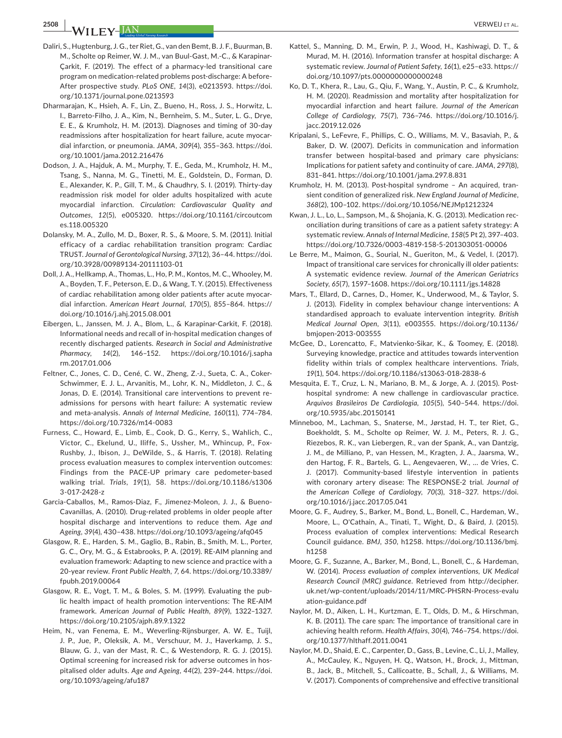Daliri, S., Hugtenburg, J. G., ter Riet, G., van den Bemt, B. J. F., Buurman, B. M., Scholte op Reimer, W. J. M., van Buul-Gast, M.-C., & Karapinar-Çarkit, F. (2019). The effect of a pharmacy-led transitional care program on medication-related problems post-discharge: A before-After prospective study. *PLoS ONE*, *14*(3), e0213593. https://doi.org/10.1371/journal.pone.0213593

Dharmarajan, K., Hsieh, A. F., Lin, Z., Bueno, H., Ross, J. S., Horwitz, L. I., Barreto-Filho, J. A., Kim, N., Bernheim, S. M., Suter, L. G., Drye, E. E., & Krumholz, H. M. (2013). Diagnoses and timing of 30-day readmissions after hospitalization for heart failure, acute myocardial infarction, or pneumonia. *JAMA*, *309*(4), 355–363. https://doi.org/10.1001/jama.2012.216476

Dodson, J. A., Hajduk, A. M., Murphy, T. E., Geda, M., Krumholz, H. M., Tsang, S., Nanna, M. G., Tinetti, M. E., Goldstein, D., Forman, D. E., Alexander, K. P., Gill, T. M., & Chaudhry, S. I. (2019). Thirty-day readmission risk model for older adults hospitalized with acute myocardial infarction. *Circulation: Cardiovascular Quality and Outcomes*, *12*(5), e005320. https://doi.org/10.1161/circoutcomes.118.005320

Dolansky, M. A., Zullo, M. D., Boxer, R. S., & Moore, S. M. (2011). Initial efficacy of a cardiac rehabilitation transition program: Cardiac TRUST. *Journal of Gerontological Nursing*, *37*(12), 36–44. https://doi.org/10.3928/00989134-20111103-01

Doll, J. A., Hellkamp, A., Thomas, L., Ho, P. M., Kontos, M. C., Whooley, M. A., Boyden, T. F., Peterson, E. D., & Wang, T. Y. (2015). Effectiveness of cardiac rehabilitation among older patients after acute myocardial infarction. *American Heart Journal*, *170*(5), 855–864. https://doi.org/10.1016/j.ahj.2015.08.001

Eibergen, L., Janssen, M. J. A., Blom, L., & Karapinar-Carkit, F. (2018). Informational needs and recall of in-hospital medication changes of recently discharged patients. *Research in Social and Administrative Pharmacy*, *14*(2), 146–152. https://doi.org/10.1016/j.sapharm.2017.01.006

Feltner, C., Jones, C. D., Cené, C. W., Zheng, Z.-J., Sueta, C. A., Coker-Schwimmer, E. J. L., Arvanitis, M., Lohr, K. N., Middleton, J. C., & Jonas, D. E. (2014). Transitional care interventions to prevent readmissions for persons with heart failure: A systematic review and meta-analysis. *Annals of Internal Medicine*, *160*(11), 774–784. https://doi.org/10.7326/m14-0083

Furness, C., Howard, E., Limb, E., Cook, D. G., Kerry, S., Wahlich, C., Victor, C., Ekelund, U., Iliffe, S., Ussher, M., Whincup, P., Fox-Rushby, J., Ibison, J., DeWilde, S., & Harris, T. (2018). Relating process evaluation measures to complex intervention outcomes: Findings from the PACE-UP primary care pedometer-based walking trial. *Trials*, *19*(1), 58. https://doi.org/10.1186/s13063-017-2428-z

Garcia-Caballos, M., Ramos-Diaz, F., Jimenez-Moleon, J. J., & Bueno-Cavanillas, A. (2010). Drug-related problems in older people after hospital discharge and interventions to reduce them. *Age and Ageing*, *39*(4), 430–438. https://doi.org/10.1093/ageing/afq045

Glasgow, R. E., Harden, S. M., Gaglio, B., Rabin, B., Smith, M. L., Porter, G. C., Ory, M. G., & Estabrooks, P. A. (2019). RE-AIM planning and evaluation framework: Adapting to new science and practice with a 20-year review. *Front Public Health*, *7*, 64. https://doi.org/10.3389/fpubh.2019.00064

Glasgow, R. E., Vogt, T. M., & Boles, S. M. (1999). Evaluating the public health impact of health promotion interventions: The RE-AIM framework. *American Journal of Public Health*, *89*(9), 1322–1327. https://doi.org/10.2105/ajph.89.9.1322

Heim, N., van Fenema, E. M., Weverling-Rijnsburger, A. W. E., Tuijl, J. P., Jue, P., Oleksik, A. M., Verschuur, M. J., Haverkamp, J. S., Blauw, G. J., van der Mast, R. C., & Westendorp, R. G. J. (2015). Optimal screening for increased risk for adverse outcomes in hospitalised older adults. *Age and Ageing*, *44*(2), 239–244. https://doi.org/10.1093/ageing/afu187

Kattel, S., Manning, D. M., Erwin, P. J., Wood, H., Kashiwagi, D. T., & Murad, M. H. (2016). Information transfer at hospital discharge: A systematic review. *Journal of Patient Safety*, *16*(1), e25–e33. https://doi.org/10.1097/pts.0000000000000248

Ko, D. T., Khera, R., Lau, G., Qiu, F., Wang, Y., Austin, P. C., & Krumholz, H. M. (2020). Readmission and mortality after hospitalization for myocardial infarction and heart failure. *Journal of the American College of Cardiology*, *75*(7), 736–746. https://doi.org/10.1016/j.jacc.2019.12.026

Kripalani, S., LeFevre, F., Phillips, C. O., Williams, M. V., Basaviah, P., & Baker, D. W. (2007). Deficits in communication and information transfer between hospital-based and primary care physicians: Implications for patient safety and continuity of care. *JAMA*, *297*(8), 831–841. https://doi.org/10.1001/jama.297.8.831

Krumholz, H. M. (2013). Post-hospital syndrome – An acquired, transient condition of generalized risk. *New England Journal of Medicine*, *368*(2), 100–102. https://doi.org/10.1056/NEJMp1212324

Kwan, J. L., Lo, L., Sampson, M., & Shojania, K. G. (2013). Medication reconciliation during transitions of care as a patient safety strategy: A systematic review. *Annals of Internal Medicine*, *158*(5 Pt 2), 397–403. https://doi.org/10.7326/0003-4819-158-5-201303051-00006

Le Berre, M., Maimon, G., Sourial, N., Gueriton, M., & Vedel, I. (2017). Impact of transitional care services for chronically ill older patients: A systematic evidence review. *Journal of the American Geriatrics Society*, *65*(7), 1597–1608. https://doi.org/10.1111/jgs.14828

Mars, T., Ellard, D., Carnes, D., Homer, K., Underwood, M., & Taylor, S. J. (2013). Fidelity in complex behaviour change interventions: A standardised approach to evaluate intervention integrity. *British Medical Journal Open*, *3*(11), e003555. https://doi.org/10.1136/bmjopen-2013-003555

McGee, D., Lorencatto, F., Matvienko-Sikar, K., & Toomey, E. (2018). Surveying knowledge, practice and attitudes towards intervention fidelity within trials of complex healthcare interventions. *Trials*, *19*(1), 504. https://doi.org/10.1186/s13063-018-2838-6

Mesquita, E. T., Cruz, L. N., Mariano, B. M., & Jorge, A. J. (2015). Post-hospital syndrome: A new challenge in cardiovascular practice. *Arquivos Brasileiros De Cardiologia*, *105*(5), 540–544. https://doi.org/10.5935/abc.20150141

Minneboo, M., Lachman, S., Snaterse, M., Jørstad, H. T., ter Riet, G., Boekholdt, S. M., Scholte op Reimer, W. J. M., Peters, R. J. G., Riezebos, R. K., van Liebergen, R., van der Spank, A., van Dantzig, J. M., de Milliano, P., van Hessen, M., Kragten, J. A., Jaarsma, W., den Hartog, F. R., Bartels, G. L., Aengevaeren, W., … de Vries, C. J. (2017). Community-based lifestyle intervention in patients with coronary artery disease: The RESPONSE-2 trial. *Journal of the American College of Cardiology*, *70*(3), 318–327. https://doi.org/10.1016/j.jacc.2017.05.041

Moore, G. F., Audrey, S., Barker, M., Bond, L., Bonell, C., Hardeman, W., Moore, L., O'Cathain, A., Tinati, T., Wight, D., & Baird, J. (2015). Process evaluation of complex interventions: Medical Research Council guidance. *BMJ*, *350*, h1258. https://doi.org/10.1136/bmj.h1258

Moore, G. F., Suzanne, A., Barker, M., Bond, L., Bonell, C., & Hardeman, W. (2014). *Process evaluation of complex interventions, UK Medical Research Council (MRC) guidance*. Retrieved from http://decipher.uk.net/wp-content/uploads/2014/11/MRC-PHSRN-Process-evaluation-guidance.pdf

Naylor, M. D., Aiken, L. H., Kurtzman, E. T., Olds, D. M., & Hirschman, K. B. (2011). The care span: The importance of transitional care in achieving health reform. *Health Affairs*, *30*(4), 746–754. https://doi.org/10.1377/hlthaff.2011.0041

Naylor, M. D., Shaid, E. C., Carpenter, D., Gass, B., Levine, C., Li, J., Malley, A., McCauley, K., Nguyen, H. Q., Watson, H., Brock, J., Mittman, B., Jack, B., Mitchell, S., Callicoatte, B., Schall, J., & Williams, M. V. (2017). Components of comprehensive and effective transitional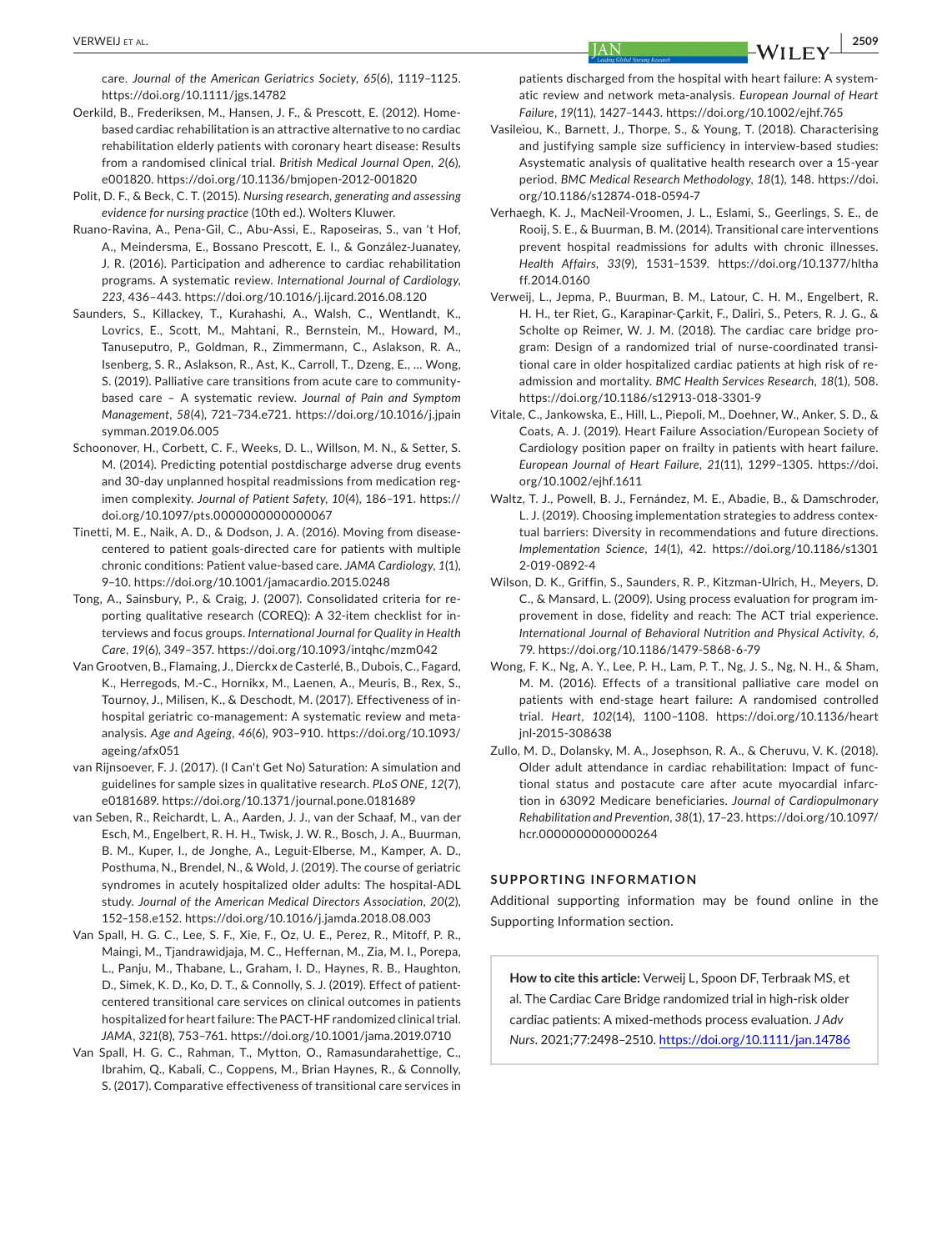care. *Journal of the American Geriatrics Society*, *65*(6), 1119–1125. https://doi.org/10.1111/jgs.14782

Oerkild, B., Frederiksen, M., Hansen, J. F., & Prescott, E. (2012). Home-based cardiac rehabilitation is an attractive alternative to no cardiac rehabilitation elderly patients with coronary heart disease: Results from a randomised clinical trial. *British Medical Journal Open*, *2*(6), e001820. https://doi.org/10.1136/bmjopen-2012-001820

Polit, D. F., & Beck, C. T. (2015). *Nursing research, generating and assessing evidence for nursing practice* (10th ed.). Wolters Kluwer.

Ruano-Ravina, A., Pena-Gil, C., Abu-Assi, E., Raposeiras, S., van 't Hof, A., Meindersma, E., Bossano Prescott, E. I., & González-Juanatey, J. R. (2016). Participation and adherence to cardiac rehabilitation programs. A systematic review. *International Journal of Cardiology*, *223*, 436–443. https://doi.org/10.1016/j.ijcard.2016.08.120

Saunders, S., Killackey, T., Kurahashi, A., Walsh, C., Wentlandt, K., Lovrics, E., Scott, M., Mahtani, R., Bernstein, M., Howard, M., Tanuseputro, P., Goldman, R., Zimmermann, C., Aslakson, R. A., Isenberg, S. R., Aslakson, R., Ast, K., Carroll, T., Dzeng, E., … Wong, S. (2019). Palliative care transitions from acute care to community-based care – A systematic review. *Journal of Pain and Symptom Management*, *58*(4), 721–734.e721. https://doi.org/10.1016/j.jpainsymman.2019.06.005

Schoonover, H., Corbett, C. F., Weeks, D. L., Willson, M. N., & Setter, S. M. (2014). Predicting potential postdischarge adverse drug events and 30-day unplanned hospital readmissions from medication regimen complexity. *Journal of Patient Safety*, *10*(4), 186–191. https://doi.org/10.1097/pts.0000000000000067

Tinetti, M. E., Naik, A. D., & Dodson, J. A. (2016). Moving from disease-centered to patient goals-directed care for patients with multiple chronic conditions: Patient value-based care. *JAMA Cardiology*, *1*(1), 9–10. https://doi.org/10.1001/jamacardio.2015.0248

Tong, A., Sainsbury, P., & Craig, J. (2007). Consolidated criteria for reporting qualitative research (COREQ): A 32-item checklist for interviews and focus groups. *International Journal for Quality in Health Care*, *19*(6), 349–357. https://doi.org/10.1093/intqhc/mzm042

Van Grootven, B., Flamaing, J., Dierckx de Casterlé, B., Dubois, C., Fagard, K., Herregods, M.-C., Hornikx, M., Laenen, A., Meuris, B., Rex, S., Tournoy, J., Milisen, K., & Deschodt, M. (2017). Effectiveness of in-hospital geriatric co-management: A systematic review and meta-analysis. *Age and Ageing*, *46*(6), 903–910. https://doi.org/10.1093/ageing/afx051

van Rijnsoever, F. J. (2017). (I Can't Get No) Saturation: A simulation and guidelines for sample sizes in qualitative research. *PLoS ONE*, *12*(7), e0181689. https://doi.org/10.1371/journal.pone.0181689

van Seben, R., Reichardt, L. A., Aarden, J. J., van der Schaaf, M., van der Esch, M., Engelbert, R. H. H., Twisk, J. W. R., Bosch, J. A., Buurman, B. M., Kuper, I., de Jonghe, A., Leguit-Elberse, M., Kamper, A. D., Posthuma, N., Brendel, N., & Wold, J. (2019). The course of geriatric syndromes in acutely hospitalized older adults: The hospital-ADL study. *Journal of the American Medical Directors Association*, *20*(2), 152–158.e152. https://doi.org/10.1016/j.jamda.2018.08.003

Van Spall, H. G. C., Lee, S. F., Xie, F., Oz, U. E., Perez, R., Mitoff, P. R., Maingi, M., Tjandrawidjaja, M. C., Heffernan, M., Zia, M. I., Porepa, L., Panju, M., Thabane, L., Graham, I. D., Haynes, R. B., Haughton, D., Simek, K. D., Ko, D. T., & Connolly, S. J. (2019). Effect of patient-centered transitional care services on clinical outcomes in patients hospitalized for heart failure: The PACT-HF randomized clinical trial. *JAMA*, *321*(8), 753–761. https://doi.org/10.1001/jama.2019.0710

Van Spall, H. G. C., Rahman, T., Mytton, O., Ramasundarahettige, C., Ibrahim, Q., Kabali, C., Coppens, M., Brian Haynes, R., & Connolly, S. (2017). Comparative effectiveness of transitional care services in patients discharged from the hospital with heart failure: A systematic review and network meta-analysis. *European Journal of Heart Failure*, *19*(11), 1427–1443. https://doi.org/10.1002/ejhf.765

Vasileiou, K., Barnett, J., Thorpe, S., & Young, T. (2018). Characterising and justifying sample size sufficiency in interview-based studies: Asystematic analysis of qualitative health research over a 15-year period. *BMC Medical Research Methodology*, *18*(1), 148. https://doi.org/10.1186/s12874-018-0594-7

Verhaegh, K. J., MacNeil-Vroomen, J. L., Eslami, S., Geerlings, S. E., de Rooij, S. E., & Buurman, B. M. (2014). Transitional care interventions prevent hospital readmissions for adults with chronic illnesses. *Health Affairs*, *33*(9), 1531–1539. https://doi.org/10.1377/hlthaff.2014.0160

Verweij, L., Jepma, P., Buurman, B. M., Latour, C. H. M., Engelbert, R. H. H., ter Riet, G., Karapinar-Çarkit, F., Daliri, S., Peters, R. J. G., & Scholte op Reimer, W. J. M. (2018). The cardiac care bridge program: Design of a randomized trial of nurse-coordinated transitional care in older hospitalized cardiac patients at high risk of readmission and mortality. *BMC Health Services Research*, *18*(1), 508. https://doi.org/10.1186/s12913-018-3301-9

Vitale, C., Jankowska, E., Hill, L., Piepoli, M., Doehner, W., Anker, S. D., & Coats, A. J. (2019). Heart Failure Association/European Society of Cardiology position paper on frailty in patients with heart failure. *European Journal of Heart Failure*, *21*(11), 1299–1305. https://doi.org/10.1002/ejhf.1611

Waltz, T. J., Powell, B. J., Fernández, M. E., Abadie, B., & Damschroder, L. J. (2019). Choosing implementation strategies to address contextual barriers: Diversity in recommendations and future directions. *Implementation Science*, *14*(1), 42. https://doi.org/10.1186/s13012-019-0892-4

Wilson, D. K., Griffin, S., Saunders, R. P., Kitzman-Ulrich, H., Meyers, D. C., & Mansard, L. (2009). Using process evaluation for program improvement in dose, fidelity and reach: The ACT trial experience. *International Journal of Behavioral Nutrition and Physical Activity*, *6*, 79. https://doi.org/10.1186/1479-5868-6-79

Wong, F. K., Ng, A. Y., Lee, P. H., Lam, P. T., Ng, J. S., Ng, N. H., & Sham, M. M. (2016). Effects of a transitional palliative care model on patients with end-stage heart failure: A randomised controlled trial. *Heart*, *102*(14), 1100–1108. https://doi.org/10.1136/heartjnl-2015-308638

Zullo, M. D., Dolansky, M. A., Josephson, R. A., & Cheruvu, V. K. (2018). Older adult attendance in cardiac rehabilitation: Impact of functional status and postacute care after acute myocardial infarction in 63092 Medicare beneficiaries. *Journal of Cardiopulmonary Rehabilitation and Prevention*, *38*(1), 17–23. https://doi.org/10.1097/hcr.0000000000000264

## SUPPORTING INFORMATION

Additional supporting information may be found online in the Supporting Information section.

**How to cite this article:** Verweij L, Spoon DF, Terbraak MS, et al. The Cardiac Care Bridge randomized trial in high-risk older cardiac patients: A mixed-methods process evaluation. *J Adv Nurs*. 2021;77:2498–2510. https://doi.org/10.1111/jan.14786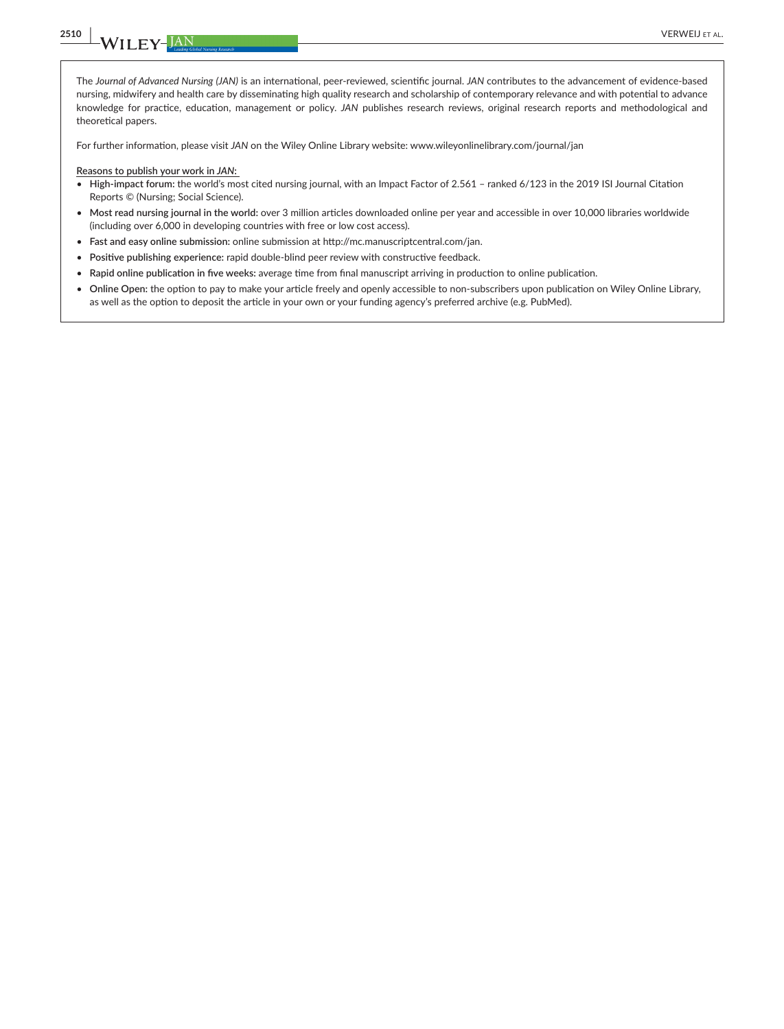The *Journal of Advanced Nursing (JAN)* is an international, peer-reviewed, scientific journal. *JAN* contributes to the advancement of evidence-based nursing, midwifery and health care by disseminating high quality research and scholarship of contemporary relevance and with potential to advance knowledge for practice, education, management or policy. *JAN* publishes research reviews, original research reports and methodological and theoretical papers.

For further information, please visit *JAN* on the Wiley Online Library website: www.wileyonlinelibrary.com/journal/jan

Reasons to publish your work in *JAN*:

- **High-impact forum:** the world's most cited nursing journal, with an Impact Factor of 2.561 – ranked 6/123 in the 2019 ISI Journal Citation Reports © (Nursing; Social Science).
- **Most read nursing journal in the world:** over 3 million articles downloaded online per year and accessible in over 10,000 libraries worldwide (including over 6,000 in developing countries with free or low cost access).
- **Fast and easy online submission:** online submission at http://mc.manuscriptcentral.com/jan.
- **Positive publishing experience:** rapid double-blind peer review with constructive feedback.
- **Rapid online publication in five weeks:** average time from final manuscript arriving in production to online publication.
- **Online Open:** the option to pay to make your article freely and openly accessible to non-subscribers upon publication on Wiley Online Library, as well as the option to deposit the article in your own or your funding agency's preferred archive (e.g. PubMed).